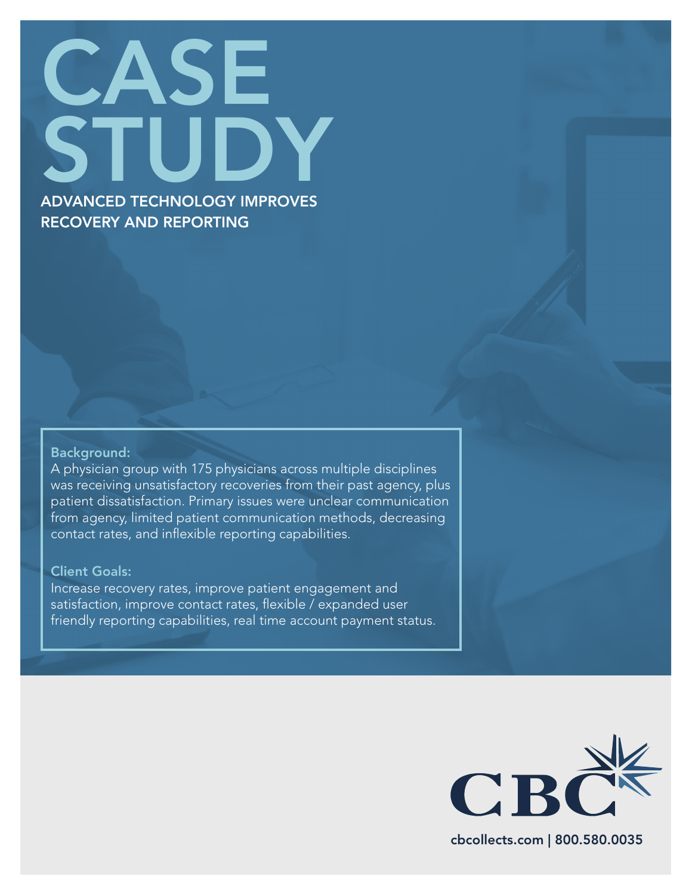# CASE STUDY

## ADVANCED TECHNOLOGY IMPROVES RECOVERY AND REPORTING

### Background:

A physician group with 175 physicians across multiple disciplines was receiving unsatisfactory recoveries from their past agency, plus patient dissatisfaction. Primary issues were unclear communication from agency, limited patient communication methods, decreasing contact rates, and inflexible reporting capabilities.

### Client Goals:

Increase recovery rates, improve patient engagement and satisfaction, improve contact rates, flexible / expanded user friendly reporting capabilities, real time account payment status.

CBC

cbcollects.com | 800.580.0035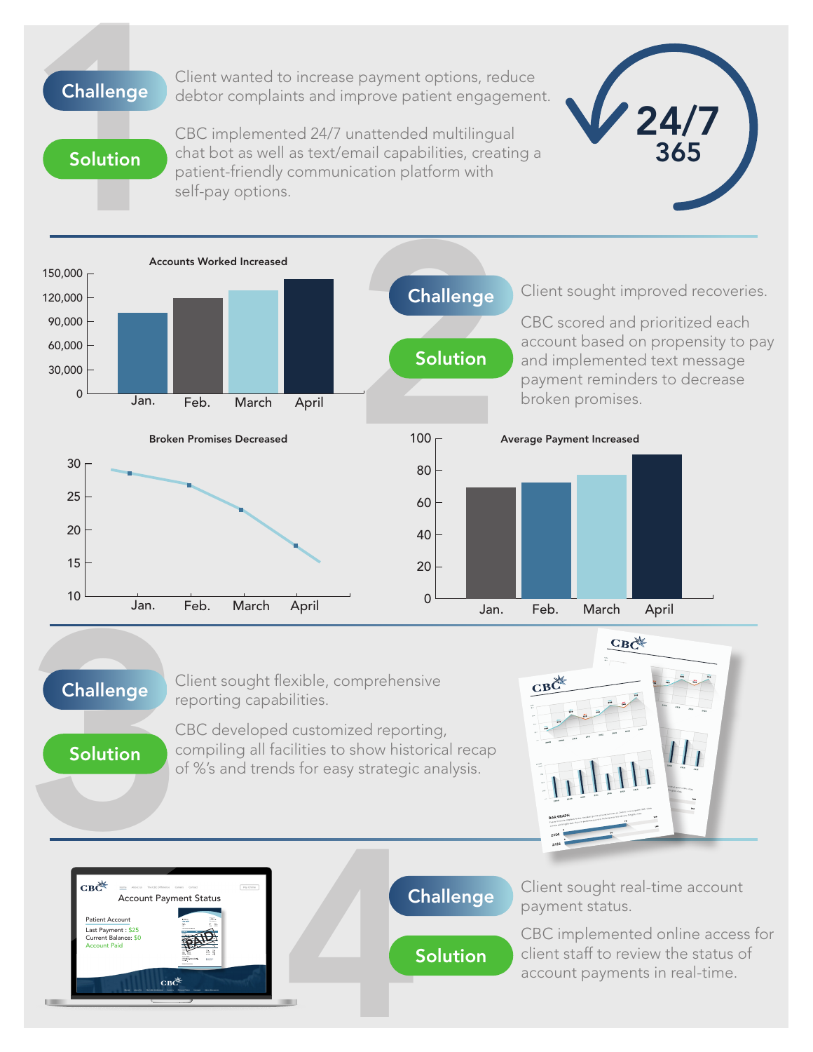# 1

**Challenge**

Client wanted to increase payment options, reduce debtor complaints and improve patient engagement.

**Solution**

CBC implemented 24/7 unattended multilingual chat bot as well as text/email capabilities, creating a patient-friendly communication platform with self-pay options.

24/7
365

# 2

**Accounts Worked Increased**

150,000
120,000
90,000
60,000
30,000
0
Jan. Feb. March April

**Challenge**

Client sought improved recoveries.

**Solution**

CBC scored and prioritized each account based on propensity to pay and implemented text message payment reminders to decrease broken promises.

**Broken Promises Decreased**

30
25
20
15
10
Jan. Feb. March April

**Average Payment Increased**

100
80
60
40
20
0
Jan. Feb. March April

# 3

**Challenge**

Client sought flexible, comprehensive reporting capabilities.

**Solution**

CBC developed customized reporting, compiling all facilities to show historical recap of %'s and trends for easy strategic analysis.

# 4

Account Payment Status

Patient Account
Last Payment : $25
Current Balance: $0
Account Paid

**Challenge**

Client sought real-time account payment status.

**Solution**

CBC implemented online access for client staff to review the status of account payments in real-time.